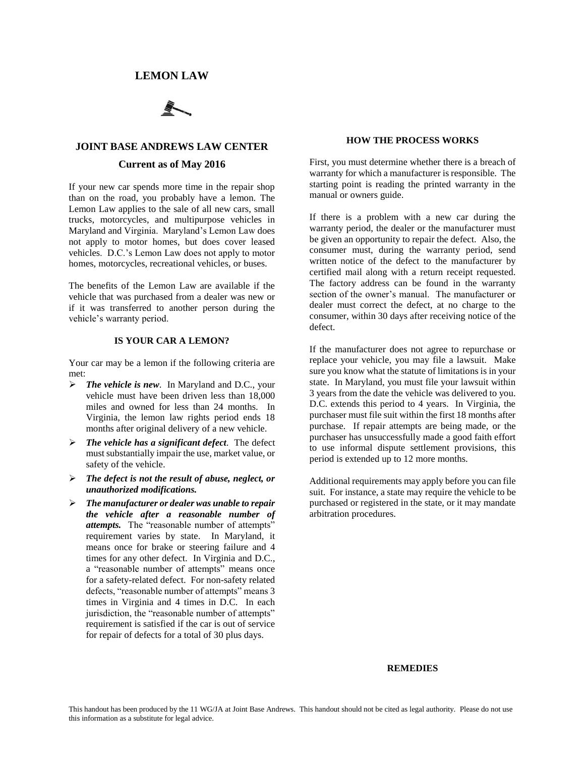# LEMON LAW

## JOINT BASE ANDREWS LAW CENTER

### Current as of May 2016

If your new car spends more time in the repair shop than on the road, you probably have a lemon. The Lemon Law applies to the sale of all new cars, small trucks, motorcycles, and multipurpose vehicles in Maryland and Virginia. Maryland's Lemon Law does not apply to motor homes, but does cover leased vehicles. D.C.'s Lemon Law does not apply to motor homes, motorcycles, recreational vehicles, or buses.

The benefits of the Lemon Law are available if the vehicle that was purchased from a dealer was new or if it was transferred to another person during the vehicle's warranty period.

### IS YOUR CAR A LEMON?

Your car may be a lemon if the following criteria are met:

- ***The vehicle is new***. In Maryland and D.C., your vehicle must have been driven less than 18,000 miles and owned for less than 24 months. In Virginia, the lemon law rights period ends 18 months after original delivery of a new vehicle.
- ***The vehicle has a significant defect***. The defect must substantially impair the use, market value, or safety of the vehicle.
- ***The defect is not the result of abuse, neglect, or unauthorized modifications.***
- ***The manufacturer or dealer was unable to repair the vehicle after a reasonable number of attempts.*** The "reasonable number of attempts" requirement varies by state. In Maryland, it means once for brake or steering failure and 4 times for any other defect. In Virginia and D.C., a "reasonable number of attempts" means once for a safety-related defect. For non-safety related defects, "reasonable number of attempts" means 3 times in Virginia and 4 times in D.C. In each jurisdiction, the "reasonable number of attempts" requirement is satisfied if the car is out of service for repair of defects for a total of 30 plus days.

### HOW THE PROCESS WORKS

First, you must determine whether there is a breach of warranty for which a manufacturer is responsible. The starting point is reading the printed warranty in the manual or owners guide.

If there is a problem with a new car during the warranty period, the dealer or the manufacturer must be given an opportunity to repair the defect. Also, the consumer must, during the warranty period, send written notice of the defect to the manufacturer by certified mail along with a return receipt requested. The factory address can be found in the warranty section of the owner's manual. The manufacturer or dealer must correct the defect, at no charge to the consumer, within 30 days after receiving notice of the defect.

If the manufacturer does not agree to repurchase or replace your vehicle, you may file a lawsuit. Make sure you know what the statute of limitations is in your state. In Maryland, you must file your lawsuit within 3 years from the date the vehicle was delivered to you. D.C. extends this period to 4 years. In Virginia, the purchaser must file suit within the first 18 months after purchase. If repair attempts are being made, or the purchaser has unsuccessfully made a good faith effort to use informal dispute settlement provisions, this period is extended up to 12 more months.

Additional requirements may apply before you can file suit. For instance, a state may require the vehicle to be purchased or registered in the state, or it may mandate arbitration procedures.

### REMEDIES

This handout has been produced by the 11 WG/JA at Joint Base Andrews. This handout should not be cited as legal authority. Please do not use this information as a substitute for legal advice.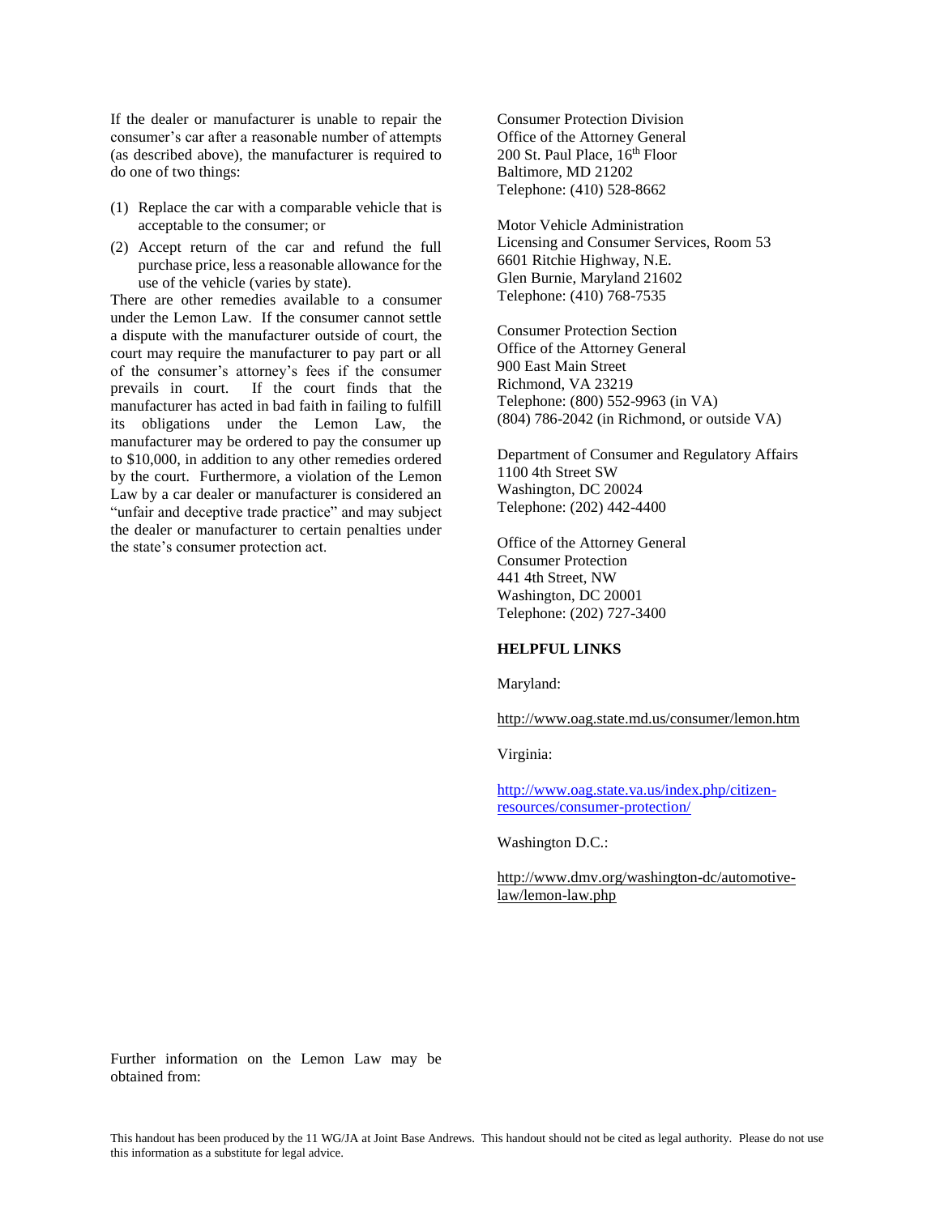If the dealer or manufacturer is unable to repair the consumer's car after a reasonable number of attempts (as described above), the manufacturer is required to do one of two things:

(1) Replace the car with a comparable vehicle that is acceptable to the consumer; or

(2) Accept return of the car and refund the full purchase price, less a reasonable allowance for the use of the vehicle (varies by state).

There are other remedies available to a consumer under the Lemon Law. If the consumer cannot settle a dispute with the manufacturer outside of court, the court may require the manufacturer to pay part or all of the consumer's attorney's fees if the consumer prevails in court. If the court finds that the manufacturer has acted in bad faith in failing to fulfill its obligations under the Lemon Law, the manufacturer may be ordered to pay the consumer up to $10,000, in addition to any other remedies ordered by the court. Furthermore, a violation of the Lemon Law by a car dealer or manufacturer is considered an "unfair and deceptive trade practice" and may subject the dealer or manufacturer to certain penalties under the state's consumer protection act.

Further information on the Lemon Law may be obtained from:

Consumer Protection Division
Office of the Attorney General
200 St. Paul Place, 16th Floor
Baltimore, MD 21202
Telephone: (410) 528-8662

Motor Vehicle Administration
Licensing and Consumer Services, Room 53
6601 Ritchie Highway, N.E.
Glen Burnie, Maryland 21602
Telephone: (410) 768-7535

Consumer Protection Section
Office of the Attorney General
900 East Main Street
Richmond, VA 23219
Telephone: (800) 552-9963 (in VA)
(804) 786-2042 (in Richmond, or outside VA)

Department of Consumer and Regulatory Affairs
1100 4th Street SW
Washington, DC 20024
Telephone: (202) 442-4400

Office of the Attorney General
Consumer Protection
441 4th Street, NW
Washington, DC 20001
Telephone: (202) 727-3400

**HELPFUL LINKS**

Maryland:

http://www.oag.state.md.us/consumer/lemon.htm

Virginia:

http://www.oag.state.va.us/index.php/citizen-resources/consumer-protection/

Washington D.C.:

http://www.dmv.org/washington-dc/automotive-law/lemon-law.php

This handout has been produced by the 11 WG/JA at Joint Base Andrews. This handout should not be cited as legal authority. Please do not use this information as a substitute for legal advice.